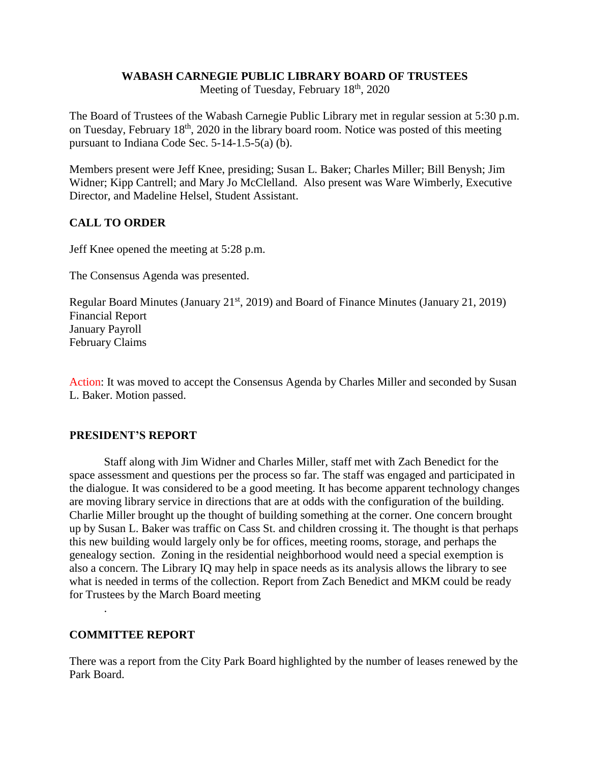# WABASH CARNEGIE PUBLIC LIBRARY BOARD OF TRUSTEES

Meeting of Tuesday, February 18th, 2020

The Board of Trustees of the Wabash Carnegie Public Library met in regular session at 5:30 p.m. on Tuesday, February 18th, 2020 in the library board room. Notice was posted of this meeting pursuant to Indiana Code Sec. 5-14-1.5-5(a) (b).

Members present were Jeff Knee, presiding; Susan L. Baker; Charles Miller; Bill Benysh; Jim Widner; Kipp Cantrell; and Mary Jo McClelland. Also present was Ware Wimberly, Executive Director, and Madeline Helsel, Student Assistant.

## CALL TO ORDER

Jeff Knee opened the meeting at 5:28 p.m.

The Consensus Agenda was presented.

Regular Board Minutes (January 21st, 2019) and Board of Finance Minutes (January 21, 2019)
Financial Report
January Payroll
February Claims

Action: It was moved to accept the Consensus Agenda by Charles Miller and seconded by Susan L. Baker. Motion passed.

## PRESIDENT'S REPORT

Staff along with Jim Widner and Charles Miller, staff met with Zach Benedict for the space assessment and questions per the process so far. The staff was engaged and participated in the dialogue. It was considered to be a good meeting. It has become apparent technology changes are moving library service in directions that are at odds with the configuration of the building. Charlie Miller brought up the thought of building something at the corner. One concern brought up by Susan L. Baker was traffic on Cass St. and children crossing it. The thought is that perhaps this new building would largely only be for offices, meeting rooms, storage, and perhaps the genealogy section. Zoning in the residential neighborhood would need a special exemption is also a concern. The Library IQ may help in space needs as its analysis allows the library to see what is needed in terms of the collection. Report from Zach Benedict and MKM could be ready for Trustees by the March Board meeting

.

## COMMITTEE REPORT

There was a report from the City Park Board highlighted by the number of leases renewed by the Park Board.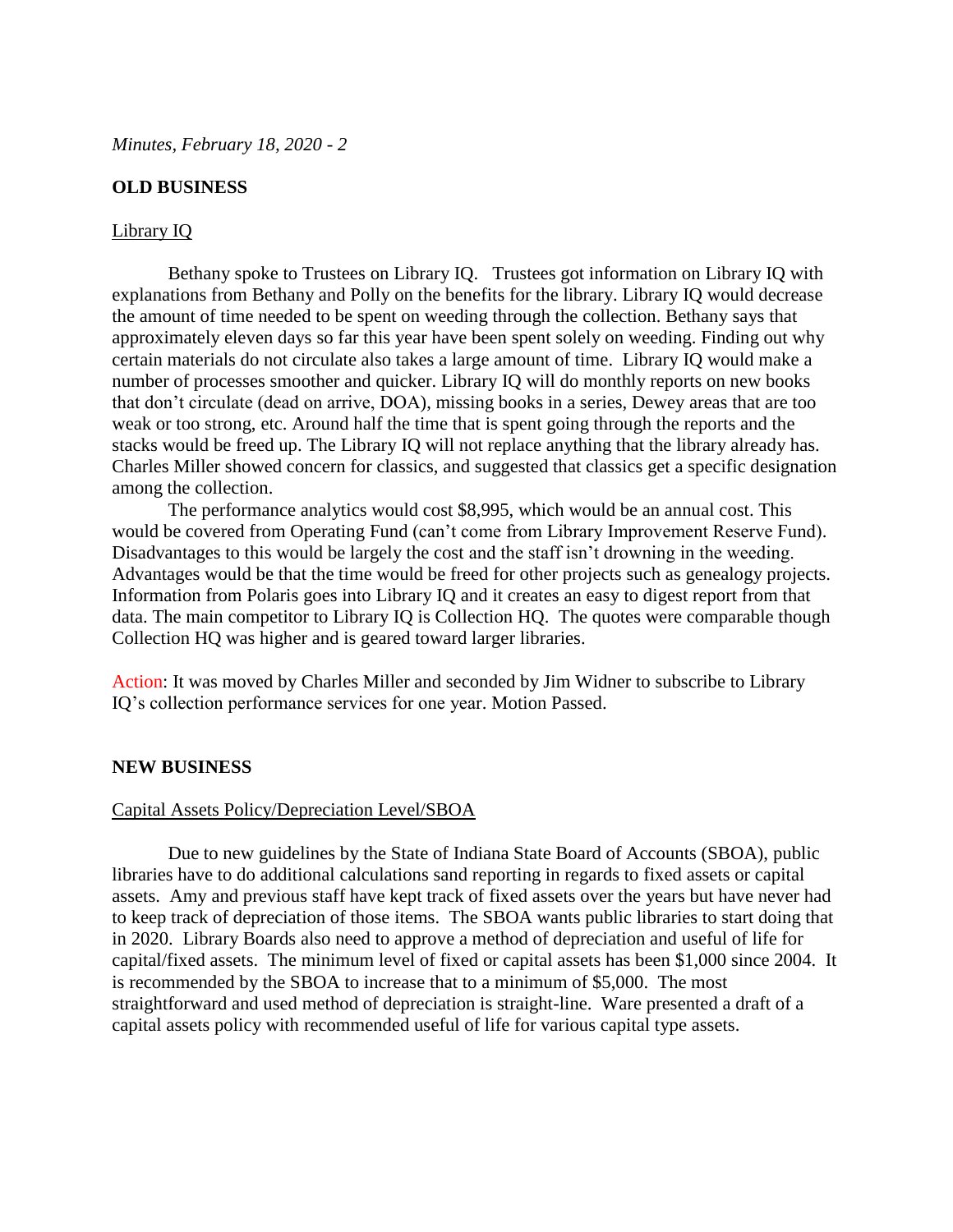## OLD BUSINESS

Library IQ

Bethany spoke to Trustees on Library IQ. Trustees got information on Library IQ with explanations from Bethany and Polly on the benefits for the library. Library IQ would decrease the amount of time needed to be spent on weeding through the collection. Bethany says that approximately eleven days so far this year have been spent solely on weeding. Finding out why certain materials do not circulate also takes a large amount of time. Library IQ would make a number of processes smoother and quicker. Library IQ will do monthly reports on new books that don't circulate (dead on arrive, DOA), missing books in a series, Dewey areas that are too weak or too strong, etc. Around half the time that is spent going through the reports and the stacks would be freed up. The Library IQ will not replace anything that the library already has. Charles Miller showed concern for classics, and suggested that classics get a specific designation among the collection.

The performance analytics would cost $8,995, which would be an annual cost. This would be covered from Operating Fund (can't come from Library Improvement Reserve Fund). Disadvantages to this would be largely the cost and the staff isn't drowning in the weeding. Advantages would be that the time would be freed for other projects such as genealogy projects. Information from Polaris goes into Library IQ and it creates an easy to digest report from that data. The main competitor to Library IQ is Collection HQ. The quotes were comparable though Collection HQ was higher and is geared toward larger libraries.

Action: It was moved by Charles Miller and seconded by Jim Widner to subscribe to Library IQ's collection performance services for one year. Motion Passed.

## NEW BUSINESS

Capital Assets Policy/Depreciation Level/SBOA

Due to new guidelines by the State of Indiana State Board of Accounts (SBOA), public libraries have to do additional calculations sand reporting in regards to fixed assets or capital assets. Amy and previous staff have kept track of fixed assets over the years but have never had to keep track of depreciation of those items. The SBOA wants public libraries to start doing that in 2020. Library Boards also need to approve a method of depreciation and useful of life for capital/fixed assets. The minimum level of fixed or capital assets has been $1,000 since 2004. It is recommended by the SBOA to increase that to a minimum of $5,000. The most straightforward and used method of depreciation is straight-line. Ware presented a draft of a capital assets policy with recommended useful of life for various capital type assets.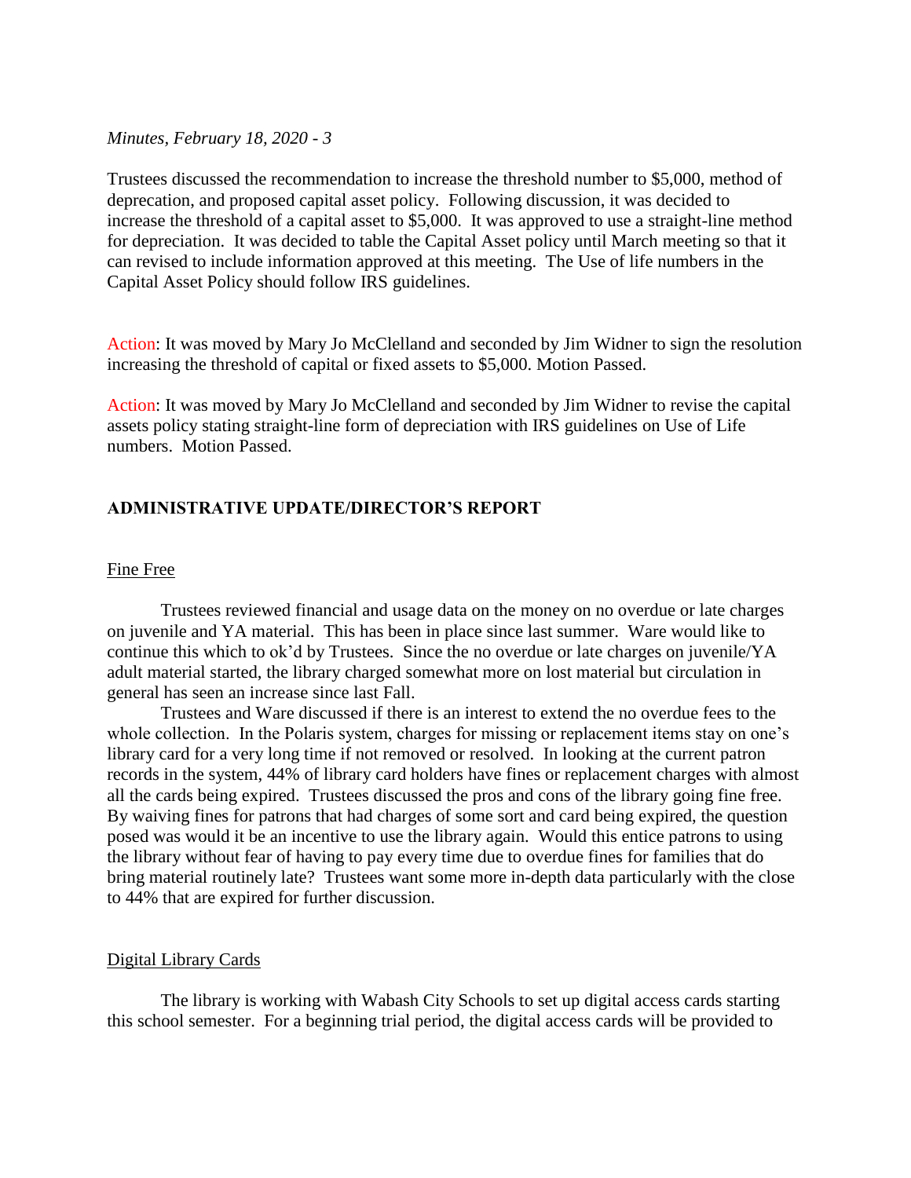Trustees discussed the recommendation to increase the threshold number to $5,000, method of deprecation, and proposed capital asset policy. Following discussion, it was decided to increase the threshold of a capital asset to $5,000. It was approved to use a straight-line method for depreciation. It was decided to table the Capital Asset policy until March meeting so that it can revised to include information approved at this meeting. The Use of life numbers in the Capital Asset Policy should follow IRS guidelines.

Action: It was moved by Mary Jo McClelland and seconded by Jim Widner to sign the resolution increasing the threshold of capital or fixed assets to $5,000. Motion Passed.

Action: It was moved by Mary Jo McClelland and seconded by Jim Widner to revise the capital assets policy stating straight-line form of depreciation with IRS guidelines on Use of Life numbers. Motion Passed.

## ADMINISTRATIVE UPDATE/DIRECTOR'S REPORT

### Fine Free

Trustees reviewed financial and usage data on the money on no overdue or late charges on juvenile and YA material. This has been in place since last summer. Ware would like to continue this which to ok'd by Trustees. Since the no overdue or late charges on juvenile/YA adult material started, the library charged somewhat more on lost material but circulation in general has seen an increase since last Fall.

Trustees and Ware discussed if there is an interest to extend the no overdue fees to the whole collection. In the Polaris system, charges for missing or replacement items stay on one's library card for a very long time if not removed or resolved. In looking at the current patron records in the system, 44% of library card holders have fines or replacement charges with almost all the cards being expired. Trustees discussed the pros and cons of the library going fine free. By waiving fines for patrons that had charges of some sort and card being expired, the question posed was would it be an incentive to use the library again. Would this entice patrons to using the library without fear of having to pay every time due to overdue fines for families that do bring material routinely late? Trustees want some more in-depth data particularly with the close to 44% that are expired for further discussion.

### Digital Library Cards

The library is working with Wabash City Schools to set up digital access cards starting this school semester. For a beginning trial period, the digital access cards will be provided to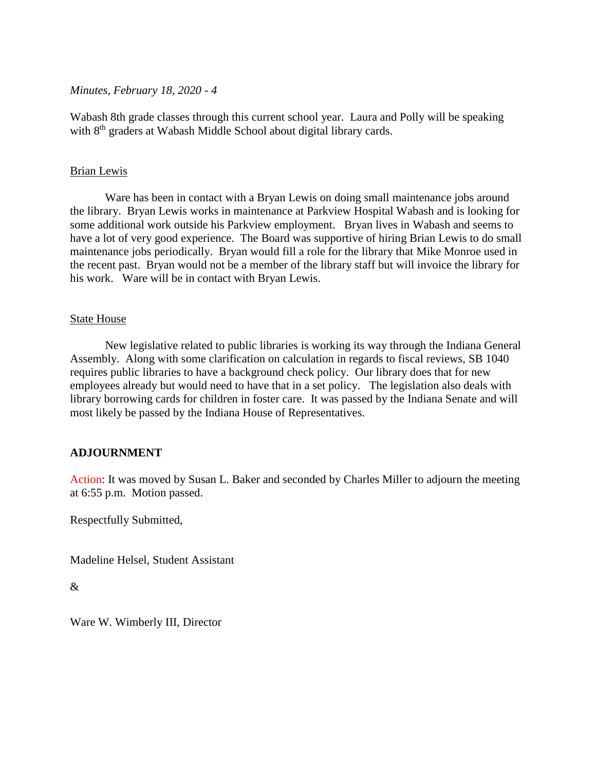Wabash 8th grade classes through this current school year. Laura and Polly will be speaking with 8th graders at Wabash Middle School about digital library cards.

Brian Lewis

Ware has been in contact with a Bryan Lewis on doing small maintenance jobs around the library. Bryan Lewis works in maintenance at Parkview Hospital Wabash and is looking for some additional work outside his Parkview employment. Bryan lives in Wabash and seems to have a lot of very good experience. The Board was supportive of hiring Brian Lewis to do small maintenance jobs periodically. Bryan would fill a role for the library that Mike Monroe used in the recent past. Bryan would not be a member of the library staff but will invoice the library for his work. Ware will be in contact with Bryan Lewis.

State House

New legislative related to public libraries is working its way through the Indiana General Assembly. Along with some clarification on calculation in regards to fiscal reviews, SB 1040 requires public libraries to have a background check policy. Our library does that for new employees already but would need to have that in a set policy. The legislation also deals with library borrowing cards for children in foster care. It was passed by the Indiana Senate and will most likely be passed by the Indiana House of Representatives.

**ADJOURNMENT**

Action: It was moved by Susan L. Baker and seconded by Charles Miller to adjourn the meeting at 6:55 p.m. Motion passed.

Respectfully Submitted,

Madeline Helsel, Student Assistant

&

Ware W. Wimberly III, Director